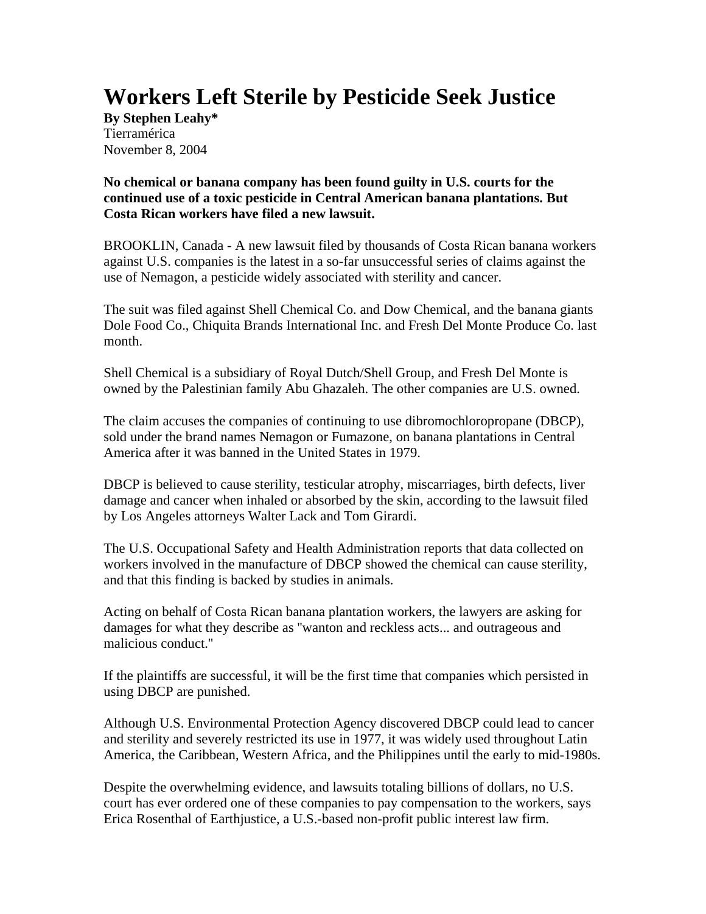# Workers Left Sterile by Pesticide Seek Justice

**By Stephen Leahy***
Tierramérica
November 8, 2004

**No chemical or banana company has been found guilty in U.S. courts for the continued use of a toxic pesticide in Central American banana plantations. But Costa Rican workers have filed a new lawsuit.**

BROOKLIN, Canada - A new lawsuit filed by thousands of Costa Rican banana workers against U.S. companies is the latest in a so-far unsuccessful series of claims against the use of Nemagon, a pesticide widely associated with sterility and cancer.

The suit was filed against Shell Chemical Co. and Dow Chemical, and the banana giants Dole Food Co., Chiquita Brands International Inc. and Fresh Del Monte Produce Co. last month.

Shell Chemical is a subsidiary of Royal Dutch/Shell Group, and Fresh Del Monte is owned by the Palestinian family Abu Ghazaleh. The other companies are U.S. owned.

The claim accuses the companies of continuing to use dibromochloropropane (DBCP), sold under the brand names Nemagon or Fumazone, on banana plantations in Central America after it was banned in the United States in 1979.

DBCP is believed to cause sterility, testicular atrophy, miscarriages, birth defects, liver damage and cancer when inhaled or absorbed by the skin, according to the lawsuit filed by Los Angeles attorneys Walter Lack and Tom Girardi.

The U.S. Occupational Safety and Health Administration reports that data collected on workers involved in the manufacture of DBCP showed the chemical can cause sterility, and that this finding is backed by studies in animals.

Acting on behalf of Costa Rican banana plantation workers, the lawyers are asking for damages for what they describe as "wanton and reckless acts... and outrageous and malicious conduct."

If the plaintiffs are successful, it will be the first time that companies which persisted in using DBCP are punished.

Although U.S. Environmental Protection Agency discovered DBCP could lead to cancer and sterility and severely restricted its use in 1977, it was widely used throughout Latin America, the Caribbean, Western Africa, and the Philippines until the early to mid-1980s.

Despite the overwhelming evidence, and lawsuits totaling billions of dollars, no U.S. court has ever ordered one of these companies to pay compensation to the workers, says Erica Rosenthal of Earthjustice, a U.S.-based non-profit public interest law firm.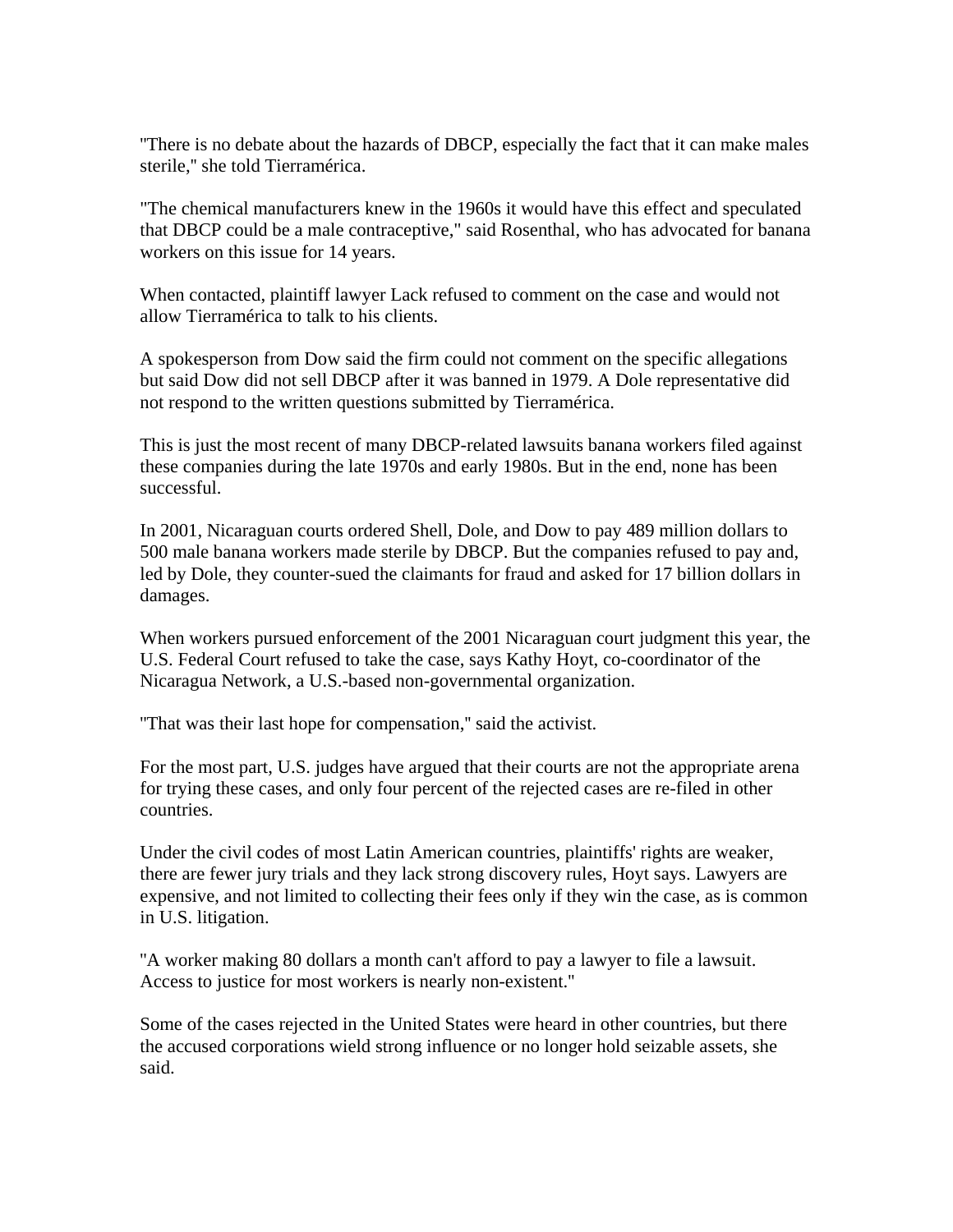"There is no debate about the hazards of DBCP, especially the fact that it can make males sterile," she told Tierramérica.

"The chemical manufacturers knew in the 1960s it would have this effect and speculated that DBCP could be a male contraceptive," said Rosenthal, who has advocated for banana workers on this issue for 14 years.

When contacted, plaintiff lawyer Lack refused to comment on the case and would not allow Tierramérica to talk to his clients.

A spokesperson from Dow said the firm could not comment on the specific allegations but said Dow did not sell DBCP after it was banned in 1979. A Dole representative did not respond to the written questions submitted by Tierramérica.

This is just the most recent of many DBCP-related lawsuits banana workers filed against these companies during the late 1970s and early 1980s. But in the end, none has been successful.

In 2001, Nicaraguan courts ordered Shell, Dole, and Dow to pay 489 million dollars to 500 male banana workers made sterile by DBCP. But the companies refused to pay and, led by Dole, they counter-sued the claimants for fraud and asked for 17 billion dollars in damages.

When workers pursued enforcement of the 2001 Nicaraguan court judgment this year, the U.S. Federal Court refused to take the case, says Kathy Hoyt, co-coordinator of the Nicaragua Network, a U.S.-based non-governmental organization.

"That was their last hope for compensation," said the activist.

For the most part, U.S. judges have argued that their courts are not the appropriate arena for trying these cases, and only four percent of the rejected cases are re-filed in other countries.

Under the civil codes of most Latin American countries, plaintiffs' rights are weaker, there are fewer jury trials and they lack strong discovery rules, Hoyt says. Lawyers are expensive, and not limited to collecting their fees only if they win the case, as is common in U.S. litigation.

"A worker making 80 dollars a month can't afford to pay a lawyer to file a lawsuit. Access to justice for most workers is nearly non-existent."

Some of the cases rejected in the United States were heard in other countries, but there the accused corporations wield strong influence or no longer hold seizable assets, she said.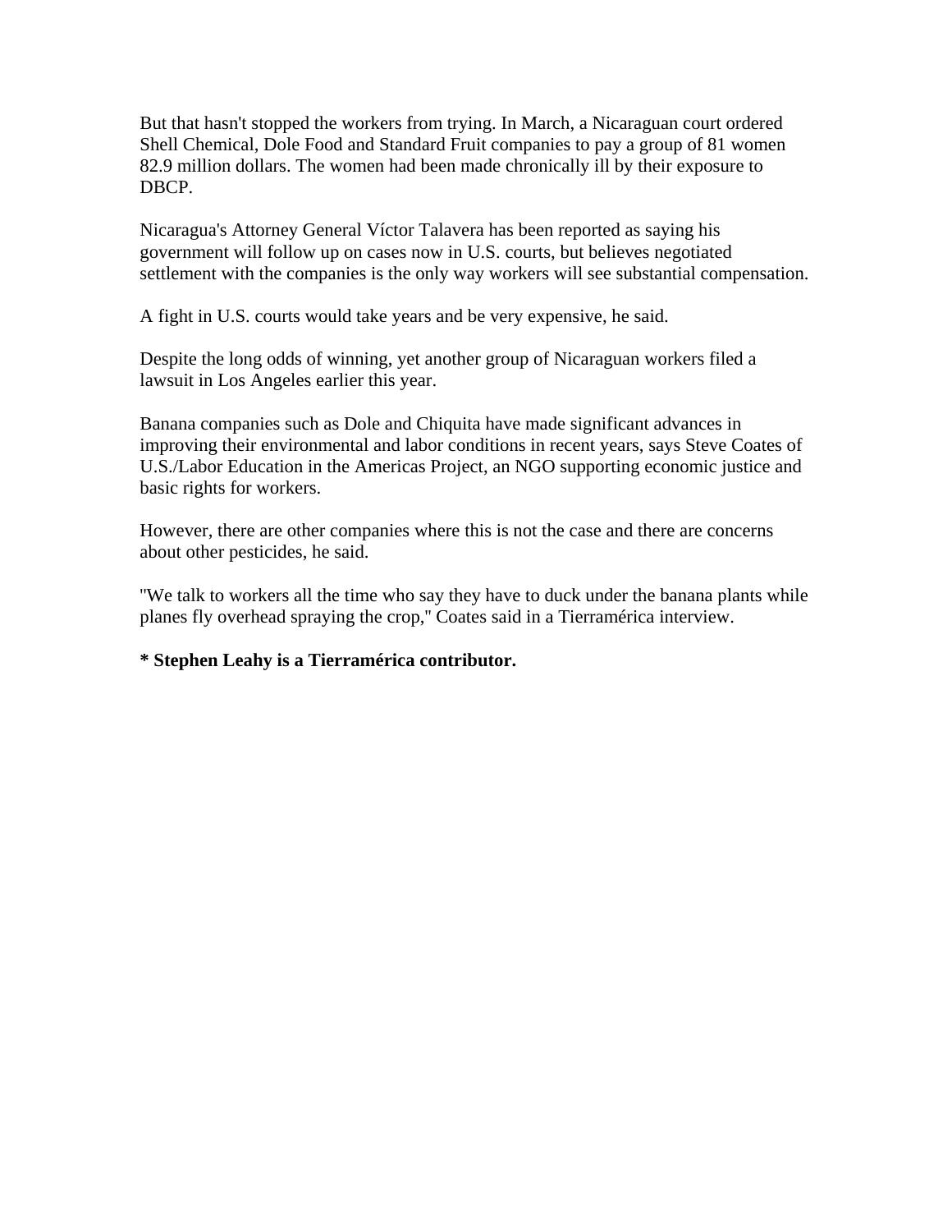But that hasn't stopped the workers from trying. In March, a Nicaraguan court ordered Shell Chemical, Dole Food and Standard Fruit companies to pay a group of 81 women 82.9 million dollars. The women had been made chronically ill by their exposure to DBCP.

Nicaragua's Attorney General Víctor Talavera has been reported as saying his government will follow up on cases now in U.S. courts, but believes negotiated settlement with the companies is the only way workers will see substantial compensation.

A fight in U.S. courts would take years and be very expensive, he said.

Despite the long odds of winning, yet another group of Nicaraguan workers filed a lawsuit in Los Angeles earlier this year.

Banana companies such as Dole and Chiquita have made significant advances in improving their environmental and labor conditions in recent years, says Steve Coates of U.S./Labor Education in the Americas Project, an NGO supporting economic justice and basic rights for workers.

However, there are other companies where this is not the case and there are concerns about other pesticides, he said.

"We talk to workers all the time who say they have to duck under the banana plants while planes fly overhead spraying the crop," Coates said in a Tierramérica interview.

**\* Stephen Leahy is a Tierramérica contributor.**